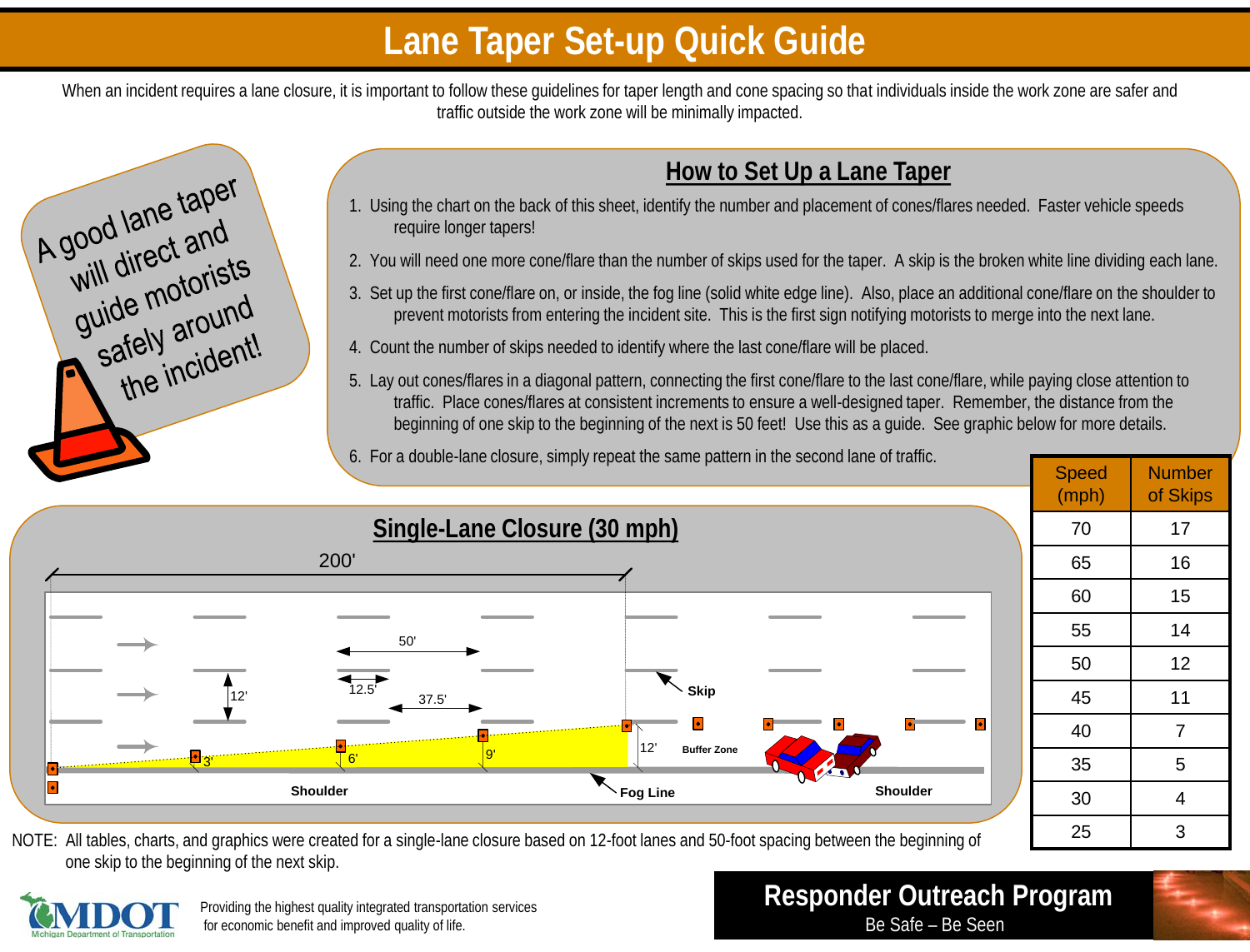# Lane Taper Set-up Quick Guide

When an incident requires a lane closure, it is important to follow these guidelines for taper length and cone spacing so that individuals inside the work zone are safer and traffic outside the work zone will be minimally impacted.

A good lane taper will direct and guide motorists safely around the incident!

## How to Set Up a Lane Taper

1. Using the chart on the back of this sheet, identify the number and placement of cones/flares needed. Faster vehicle speeds require longer tapers!
2. You will need one more cone/flare than the number of skips used for the taper. A skip is the broken white line dividing each lane.
3. Set up the first cone/flare on, or inside, the fog line (solid white edge line). Also, place an additional cone/flare on the shoulder to prevent motorists from entering the incident site. This is the first sign notifying motorists to merge into the next lane.
4. Count the number of skips needed to identify where the last cone/flare will be placed.
5. Lay out cones/flares in a diagonal pattern, connecting the first cone/flare to the last cone/flare, while paying close attention to traffic. Place cones/flares at consistent increments to ensure a well-designed taper. Remember, the distance from the beginning of one skip to the beginning of the next is 50 feet! Use this as a guide. See graphic below for more details.
6. For a double-lane closure, simply repeat the same pattern in the second lane of traffic.

| Speed (mph) | Number of Skips |
|---|---|
| 70 | 17 |
| 65 | 16 |
| 60 | 15 |
| 55 | 14 |
| 50 | 12 |
| 45 | 11 |
| 40 | 7 |
| 35 | 5 |
| 30 | 4 |
| 25 | 3 |

## Single-Lane Closure (30 mph)

200' | 50' | 12.5' | 37.5' | 12' | 3' | 6' | 9' | 12' | Skip | Buffer Zone | Shoulder | Fog Line | Shoulder

NOTE: All tables, charts, and graphics were created for a single-lane closure based on 12-foot lanes and 50-foot spacing between the beginning of one skip to the beginning of the next skip.

MDOT Michigan Department of Transportation

Providing the highest quality integrated transportation services for economic benefit and improved quality of life.

**Responder Outreach Program**

Be Safe – Be Seen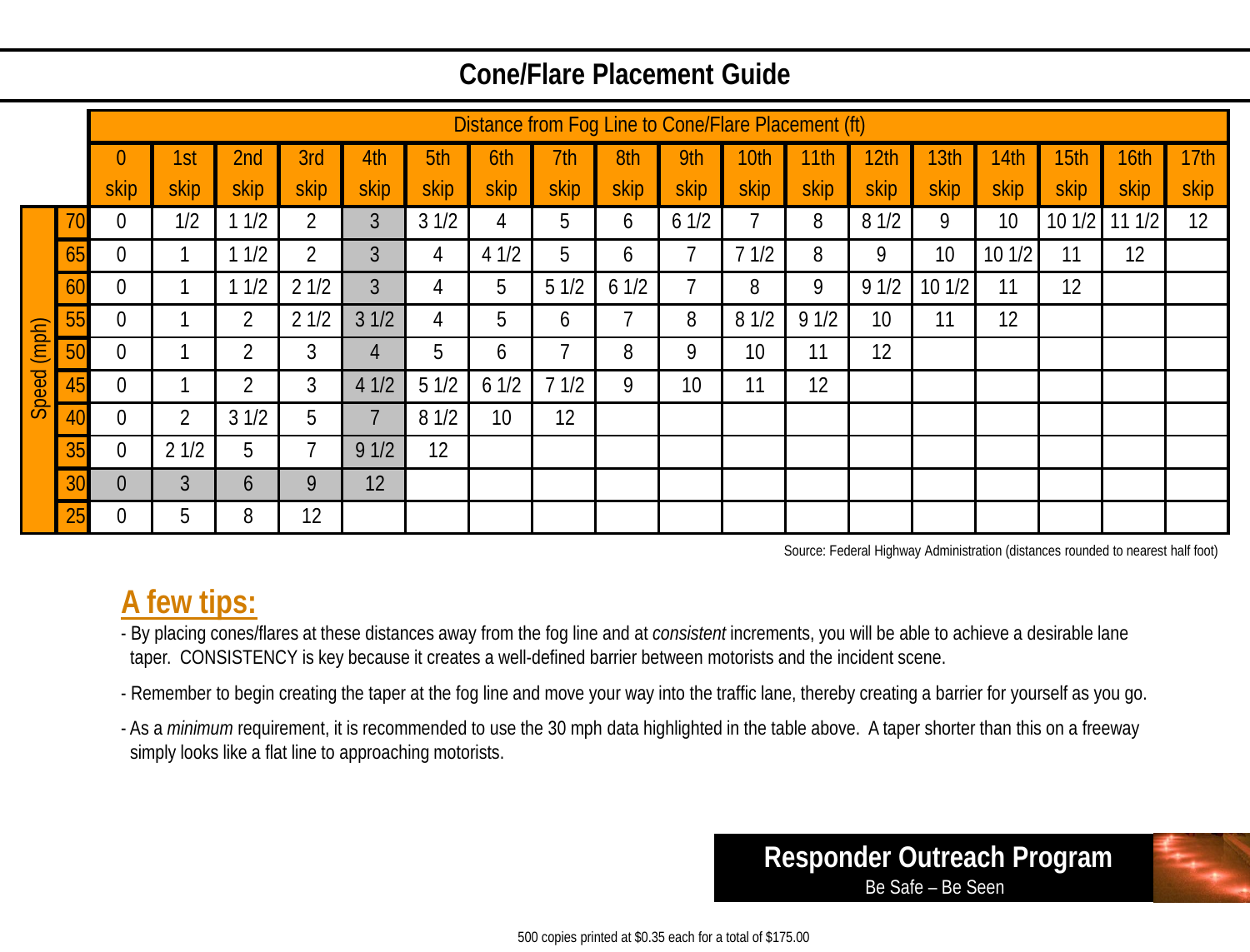# Cone/Flare Placement Guide

| Speed (mph) | Distance from Fog Line to Cone/Flare Placement (ft) | | | | | | | | | | | | | | | | | |
|---|---|---|---|---|---|---|---|---|---|---|---|---|---|---|---|---|---|---|
| | 0 skip | 1st skip | 2nd skip | 3rd skip | 4th skip | 5th skip | 6th skip | 7th skip | 8th skip | 9th skip | 10th skip | 11th skip | 12th skip | 13th skip | 14th skip | 15th skip | 16th skip | 17th skip |
| 70 | 0 | 1/2 | 1 1/2 | 2 | 3 | 3 1/2 | 4 | 5 | 6 | 6 1/2 | 7 | 8 | 8 1/2 | 9 | 10 | 10 1/2 | 11 1/2 | 12 |
| 65 | 0 | 1 | 1 1/2 | 2 | 3 | 4 | 4 1/2 | 5 | 6 | 7 | 7 1/2 | 8 | 9 | 10 | 10 1/2 | 11 | 12 | |
| 60 | 0 | 1 | 1 1/2 | 2 1/2 | 3 | 4 | 5 | 5 1/2 | 6 1/2 | 7 | 8 | 9 | 9 1/2 | 10 1/2 | 11 | 12 | | |
| 55 | 0 | 1 | 2 | 2 1/2 | 3 1/2 | 4 | 5 | 6 | 7 | 8 | 8 1/2 | 9 1/2 | 10 | 11 | 12 | | | |
| 50 | 0 | 1 | 2 | 3 | 4 | 5 | 6 | 7 | 8 | 9 | 10 | 11 | 12 | | | | | |
| 45 | 0 | 1 | 2 | 3 | 4 1/2 | 5 1/2 | 6 1/2 | 7 1/2 | 9 | 10 | 11 | 12 | | | | | | |
| 40 | 0 | 2 | 3 1/2 | 5 | 7 | 8 1/2 | 10 | 12 | | | | | | | | | | |
| 35 | 0 | 2 1/2 | 5 | 7 | 9 1/2 | 12 | | | | | | | | | | | | |
| 30 | 0 | 3 | 6 | 9 | 12 | | | | | | | | | | | | | |
| 25 | 0 | 5 | 8 | 12 | | | | | | | | | | | | | | |

Source: Federal Highway Administration (distances rounded to nearest half foot)

## A few tips:

- By placing cones/flares at these distances away from the fog line and at *consistent* increments, you will be able to achieve a desirable lane taper. CONSISTENCY is key because it creates a well-defined barrier between motorists and the incident scene.
- Remember to begin creating the taper at the fog line and move your way into the traffic lane, thereby creating a barrier for yourself as you go.
- As a *minimum* requirement, it is recommended to use the 30 mph data highlighted in the table above. A taper shorter than this on a freeway simply looks like a flat line to approaching motorists.

**Responder Outreach Program**

Be Safe – Be Seen

500 copies printed at $0.35 each for a total of $175.00